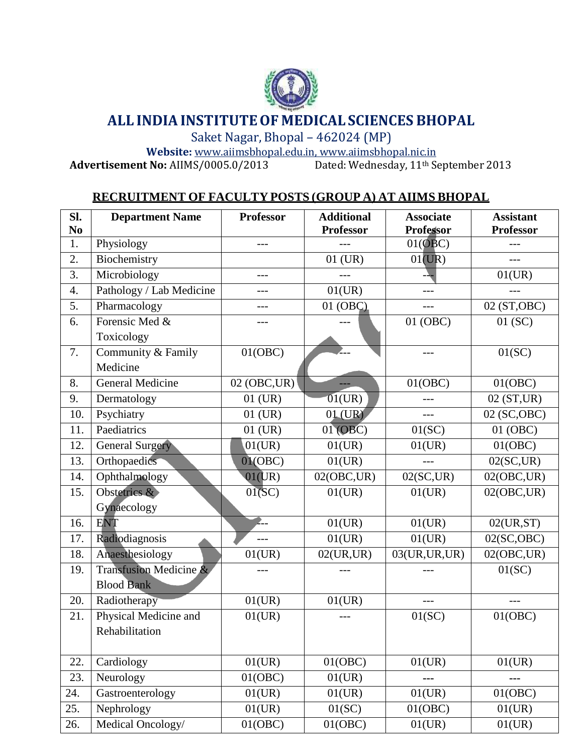# ALL INDIA INSTITUTE OF MEDICAL SCIENCES BHOPAL

Saket Nagar, Bhopal – 462024 (MP)

**Website:** www.aiimsbhopal.edu.in, www.aiimsbhopal.nic.in

**Advertisement No:** AIIMS/0005.0/2013 Dated: Wednesday, 11th September 2013

## RECRUITMENT OF FACULTY POSTS (GROUP A) AT AIIMS BHOPAL

| Sl. No | Department Name | Professor | Additional Professor | Associate Professor | Assistant Professor |
|---|---|---|---|---|---|
| 1. | Physiology | --- | --- | 01(OBC) | --- |
| 2. | Biochemistry | | 01 (UR) | 01(UR) | --- |
| 3. | Microbiology | --- | --- | --- | 01(UR) |
| 4. | Pathology / Lab Medicine | --- | 01(UR) | --- | --- |
| 5. | Pharmacology | --- | 01 (OBC) | --- | 02 (ST,OBC) |
| 6. | Forensic Med & Toxicology | --- | --- | 01 (OBC) | 01 (SC) |
| 7. | Community & Family Medicine | 01(OBC) | --- | --- | 01(SC) |
| 8. | General Medicine | 02 (OBC,UR) | --- | 01(OBC) | 01(OBC) |
| 9. | Dermatology | 01 (UR) | 01(UR) | --- | 02 (ST,UR) |
| 10. | Psychiatry | 01 (UR) | 01 (UR) | --- | 02 (SC,OBC) |
| 11. | Paediatrics | 01 (UR) | 01 (OBC) | 01(SC) | 01 (OBC) |
| 12. | General Surgery | 01(UR) | 01(UR) | 01(UR) | 01(OBC) |
| 13. | Orthopaedics | 01(OBC) | 01(UR) | --- | 02(SC,UR) |
| 14. | Ophthalmology | 01(UR) | 02(OBC,UR) | 02(SC,UR) | 02(OBC,UR) |
| 15. | Obstetrics & Gynaecology | 01(SC) | 01(UR) | 01(UR) | 02(OBC,UR) |
| 16. | ENT | --- | 01(UR) | 01(UR) | 02(UR,ST) |
| 17. | Radiodiagnosis | --- | 01(UR) | 01(UR) | 02(SC,OBC) |
| 18. | Anaesthesiology | 01(UR) | 02(UR,UR) | 03(UR,UR,UR) | 02(OBC,UR) |
| 19. | Transfusion Medicine & Blood Bank | --- | --- | --- | 01(SC) |
| 20. | Radiotherapy | 01(UR) | 01(UR) | --- | --- |
| 21. | Physical Medicine and Rehabilitation | 01(UR) | --- | 01(SC) | 01(OBC) |
| 22. | Cardiology | 01(UR) | 01(OBC) | 01(UR) | 01(UR) |
| 23. | Neurology | 01(OBC) | 01(UR) | --- | --- |
| 24. | Gastroenterology | 01(UR) | 01(UR) | 01(UR) | 01(OBC) |
| 25. | Nephrology | 01(UR) | 01(SC) | 01(OBC) | 01(UR) |
| 26. | Medical Oncology/ | 01(OBC) | 01(OBC) | 01(UR) | 01(UR) |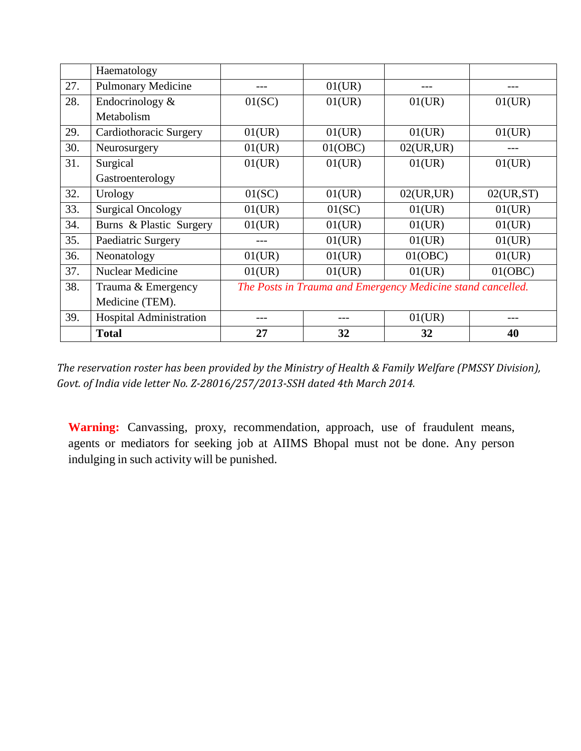| | | | | | |
|---|---|---|---|---|---|
| | Haematology | | | | |
| 27. | Pulmonary Medicine | --- | 01(UR) | --- | --- |
| 28. | Endocrinology & Metabolism | 01(SC) | 01(UR) | 01(UR) | 01(UR) |
| 29. | Cardiothoracic Surgery | 01(UR) | 01(UR) | 01(UR) | 01(UR) |
| 30. | Neurosurgery | 01(UR) | 01(OBC) | 02(UR,UR) | --- |
| 31. | Surgical Gastroenterology | 01(UR) | 01(UR) | 01(UR) | 01(UR) |
| 32. | Urology | 01(SC) | 01(UR) | 02(UR,UR) | 02(UR,ST) |
| 33. | Surgical Oncology | 01(UR) | 01(SC) | 01(UR) | 01(UR) |
| 34. | Burns & Plastic Surgery | 01(UR) | 01(UR) | 01(UR) | 01(UR) |
| 35. | Paediatric Surgery | --- | 01(UR) | 01(UR) | 01(UR) |
| 36. | Neonatology | 01(UR) | 01(UR) | 01(OBC) | 01(UR) |
| 37. | Nuclear Medicine | 01(UR) | 01(UR) | 01(UR) | 01(OBC) |
| 38. | Trauma & Emergency Medicine (TEM). | *The Posts in Trauma and Emergency Medicine stand cancelled.* | | | |
| 39. | Hospital Administration | --- | --- | 01(UR) | --- |
| | **Total** | **27** | **32** | **32** | **40** |

*The reservation roster has been provided by the Ministry of Health & Family Welfare (PMSSY Division), Govt. of India vide letter No. Z-28016/257/2013-SSH dated 4th March 2014.*

**Warning:** Canvassing, proxy, recommendation, approach, use of fraudulent means, agents or mediators for seeking job at AIIMS Bhopal must not be done. Any person indulging in such activity will be punished.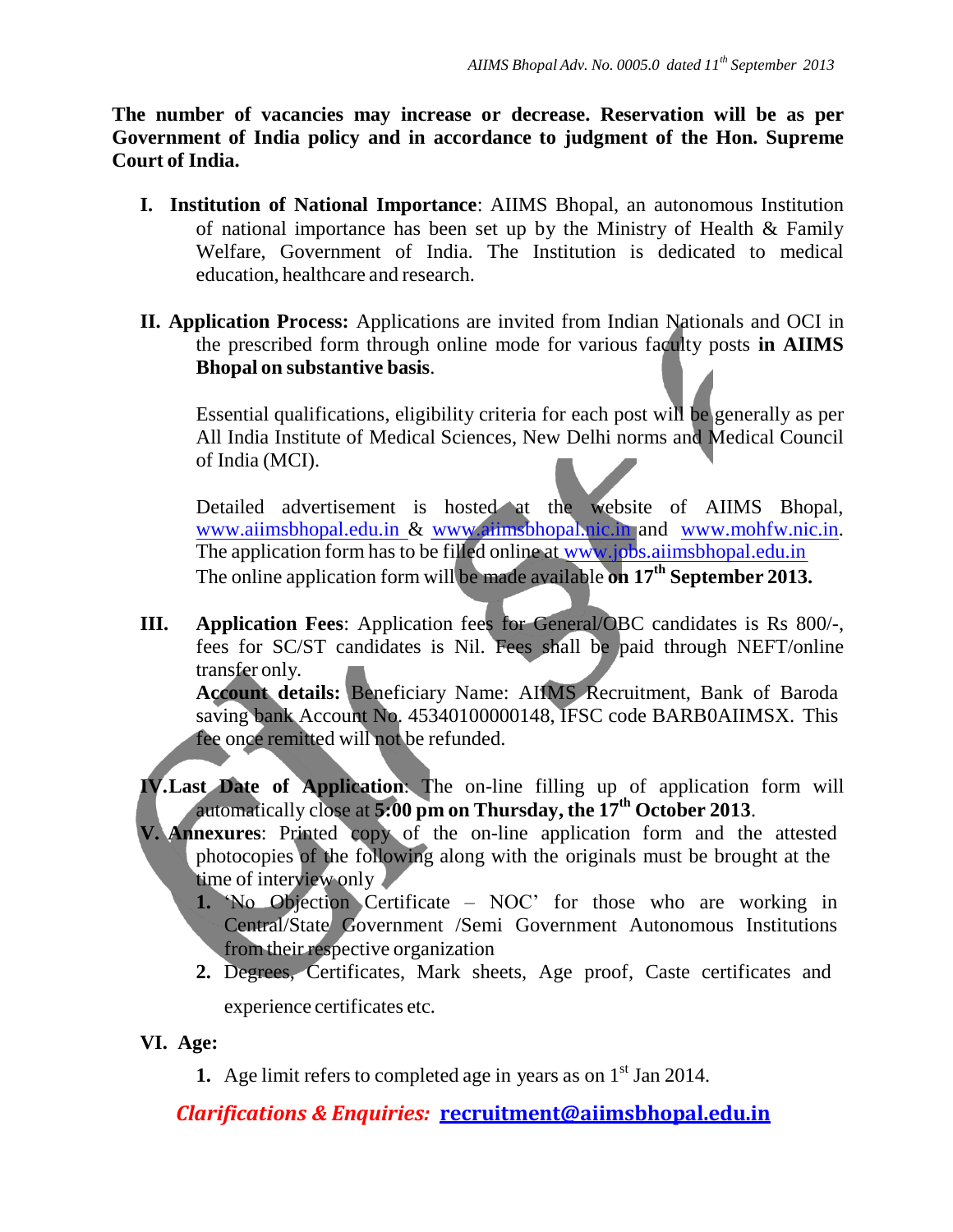**The number of vacancies may increase or decrease. Reservation will be as per Government of India policy and in accordance to judgment of the Hon. Supreme Court of India.**

**I. Institution of National Importance**: AIIMS Bhopal, an autonomous Institution of national importance has been set up by the Ministry of Health & Family Welfare, Government of India. The Institution is dedicated to medical education, healthcare and research.

**II. Application Process:** Applications are invited from Indian Nationals and OCI in the prescribed form through online mode for various faculty posts **in AIIMS Bhopal on substantive basis**.

Essential qualifications, eligibility criteria for each post will be generally as per All India Institute of Medical Sciences, New Delhi norms and Medical Council of India (MCI).

Detailed advertisement is hosted at the website of AIIMS Bhopal, www.aiimsbhopal.edu.in & www.aiimsbhopal.nic.in and www.mohfw.nic.in. The application form has to be filled online at www.jobs.aiimsbhopal.edu.in
The online application form will be made available **on 17th September 2013.**

**III. Application Fees**: Application fees for General/OBC candidates is Rs 800/-, fees for SC/ST candidates is Nil. Fees shall be paid through NEFT/online transfer only.
**Account details:** Beneficiary Name: AIIMS Recruitment, Bank of Baroda saving bank Account No. 45340100000148, IFSC code BARB0AIIMSX. This fee once remitted will not be refunded.

**IV. Last Date of Application**: The on-line filling up of application form will automatically close at **5:00 pm on Thursday, the 17th October 2013**.

**V. Annexures**: Printed copy of the on-line application form and the attested photocopies of the following along with the originals must be brought at the time of interview only

1. 'No Objection Certificate – NOC' for those who are working in Central/State Government /Semi Government Autonomous Institutions from their respective organization
2. Degrees, Certificates, Mark sheets, Age proof, Caste certificates and experience certificates etc.

**VI. Age:**

1. Age limit refers to completed age in years as on 1st Jan 2014.

***Clarifications & Enquiries:*** **recruitment@aiimsbhopal.edu.in**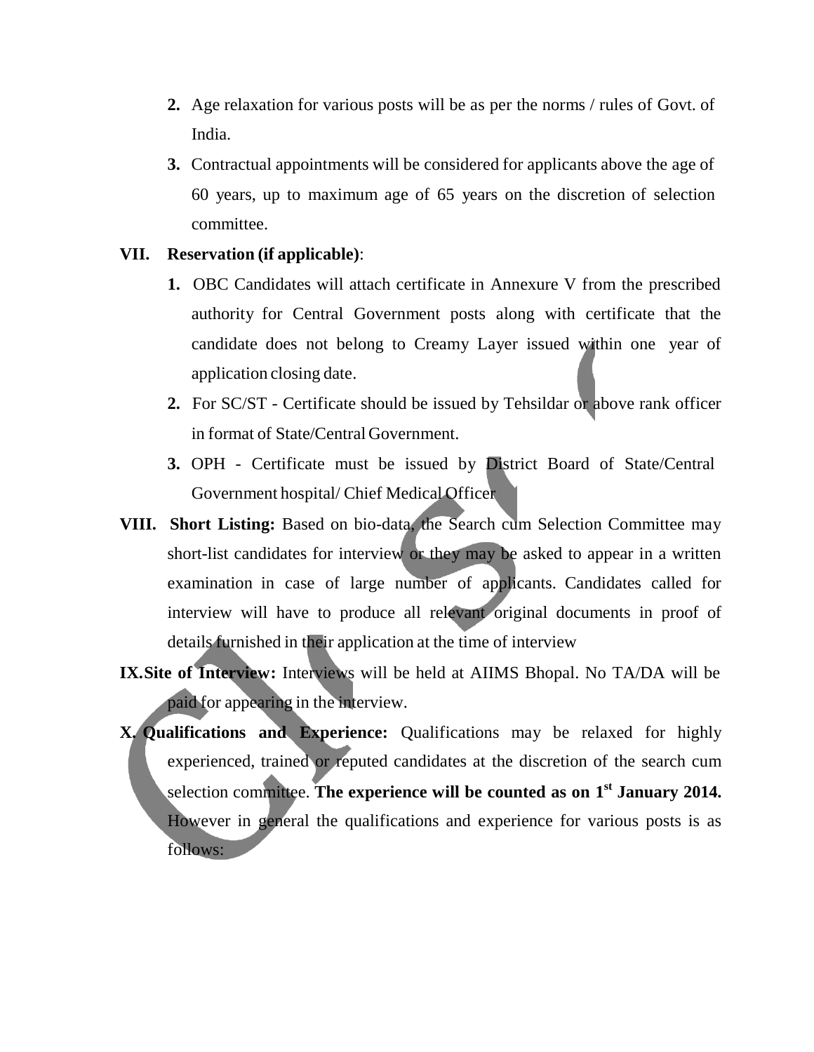2. Age relaxation for various posts will be as per the norms / rules of Govt. of India.

3. Contractual appointments will be considered for applicants above the age of 60 years, up to maximum age of 65 years on the discretion of selection committee.

**VII. Reservation (if applicable)**:

1. OBC Candidates will attach certificate in Annexure V from the prescribed authority for Central Government posts along with certificate that the candidate does not belong to Creamy Layer issued within one year of application closing date.

2. For SC/ST - Certificate should be issued by Tehsildar or above rank officer in format of State/Central Government.

3. OPH - Certificate must be issued by District Board of State/Central Government hospital/ Chief Medical Officer

**VIII. Short Listing:** Based on bio-data, the Search cum Selection Committee may short-list candidates for interview or they may be asked to appear in a written examination in case of large number of applicants. Candidates called for interview will have to produce all relevant original documents in proof of details furnished in their application at the time of interview

**IX. Site of Interview:** Interviews will be held at AIIMS Bhopal. No TA/DA will be paid for appearing in the interview.

**X. Qualifications and Experience:** Qualifications may be relaxed for highly experienced, trained or reputed candidates at the discretion of the search cum selection committee. **The experience will be counted as on 1st January 2014.** However in general the qualifications and experience for various posts is as follows: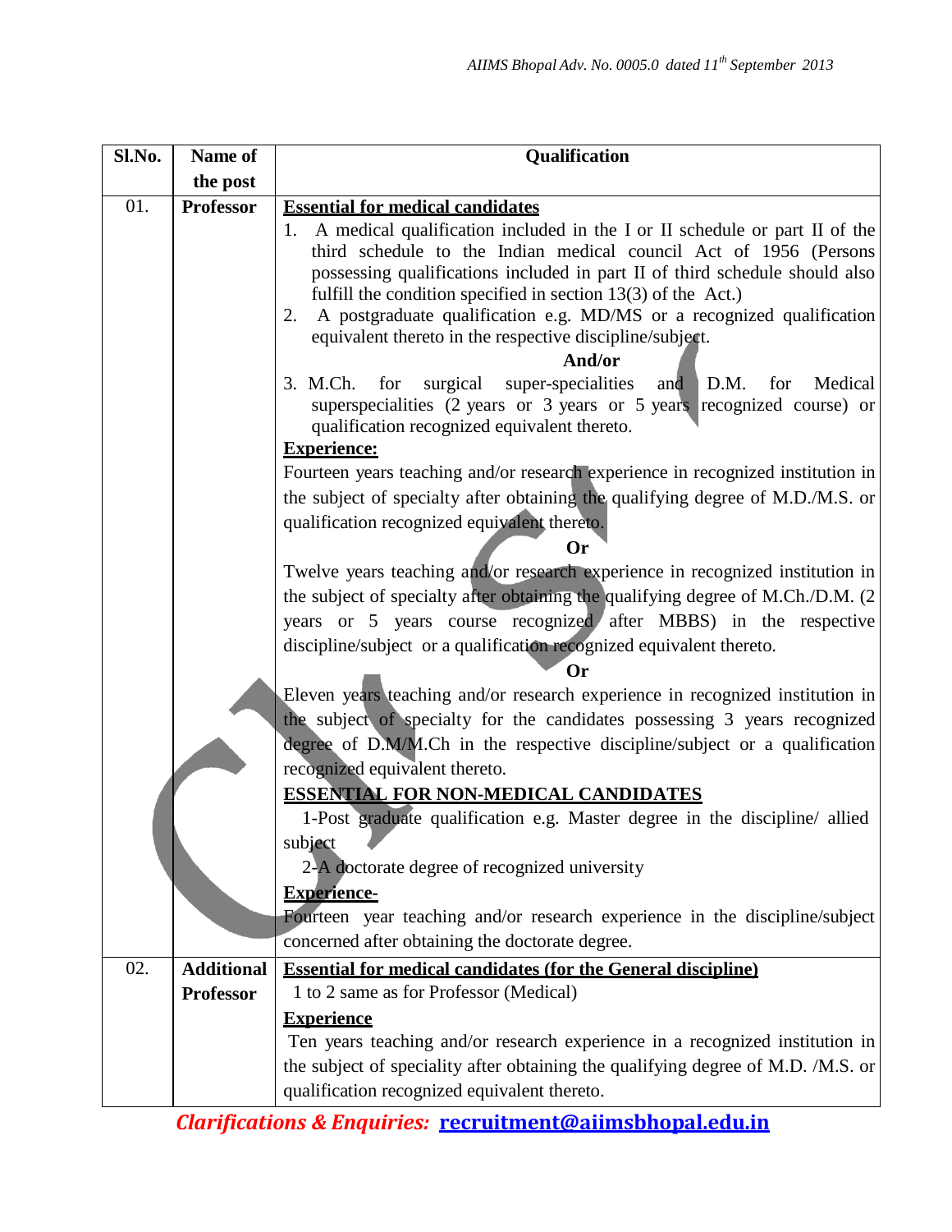| Sl.No. | Name of the post | Qualification |
|---|---|---|
| 01. | **Professor** | **<u>Essential for medical candidates</u>**<br>1. A medical qualification included in the I or II schedule or part II of the third schedule to the Indian medical council Act of 1956 (Persons possessing qualifications included in part II of third schedule should also fulfill the condition specified in section 13(3) of the Act.)<br>2. A postgraduate qualification e.g. MD/MS or a recognized qualification equivalent thereto in the respective discipline/subject.<br>**And/or**<br>3. M.Ch. for surgical super-specialities and D.M. for Medical superspecialities (2 years or 3 years or 5 years recognized course) or qualification recognized equivalent thereto.<br>**<u>Experience:</u>**<br>Fourteen years teaching and/or research experience in recognized institution in the subject of specialty after obtaining the qualifying degree of M.D./M.S. or qualification recognized equivalent thereto.<br>**Or**<br>Twelve years teaching and/or research experience in recognized institution in the subject of specialty after obtaining the qualifying degree of M.Ch./D.M. (2 years or 5 years course recognized after MBBS) in the respective discipline/subject or a qualification recognized equivalent thereto.<br>**Or**<br>Eleven years teaching and/or research experience in recognized institution in the subject of specialty for the candidates possessing 3 years recognized degree of D.M/M.Ch in the respective discipline/subject or a qualification recognized equivalent thereto.<br>**<u>ESSENTIAL FOR NON-MEDICAL CANDIDATES</u>**<br>1-Post graduate qualification e.g. Master degree in the discipline/ allied subject<br>2-A doctorate degree of recognized university<br>**<u>Experience-</u>**<br>Fourteen year teaching and/or research experience in the discipline/subject concerned after obtaining the doctorate degree. |
| 02. | **Additional Professor** | **<u>Essential for medical candidates (for the General discipline)</u>**<br>1 to 2 same as for Professor (Medical)<br>**<u>Experience</u>**<br>Ten years teaching and/or research experience in a recognized institution in the subject of speciality after obtaining the qualifying degree of M.D. /M.S. or qualification recognized equivalent thereto. |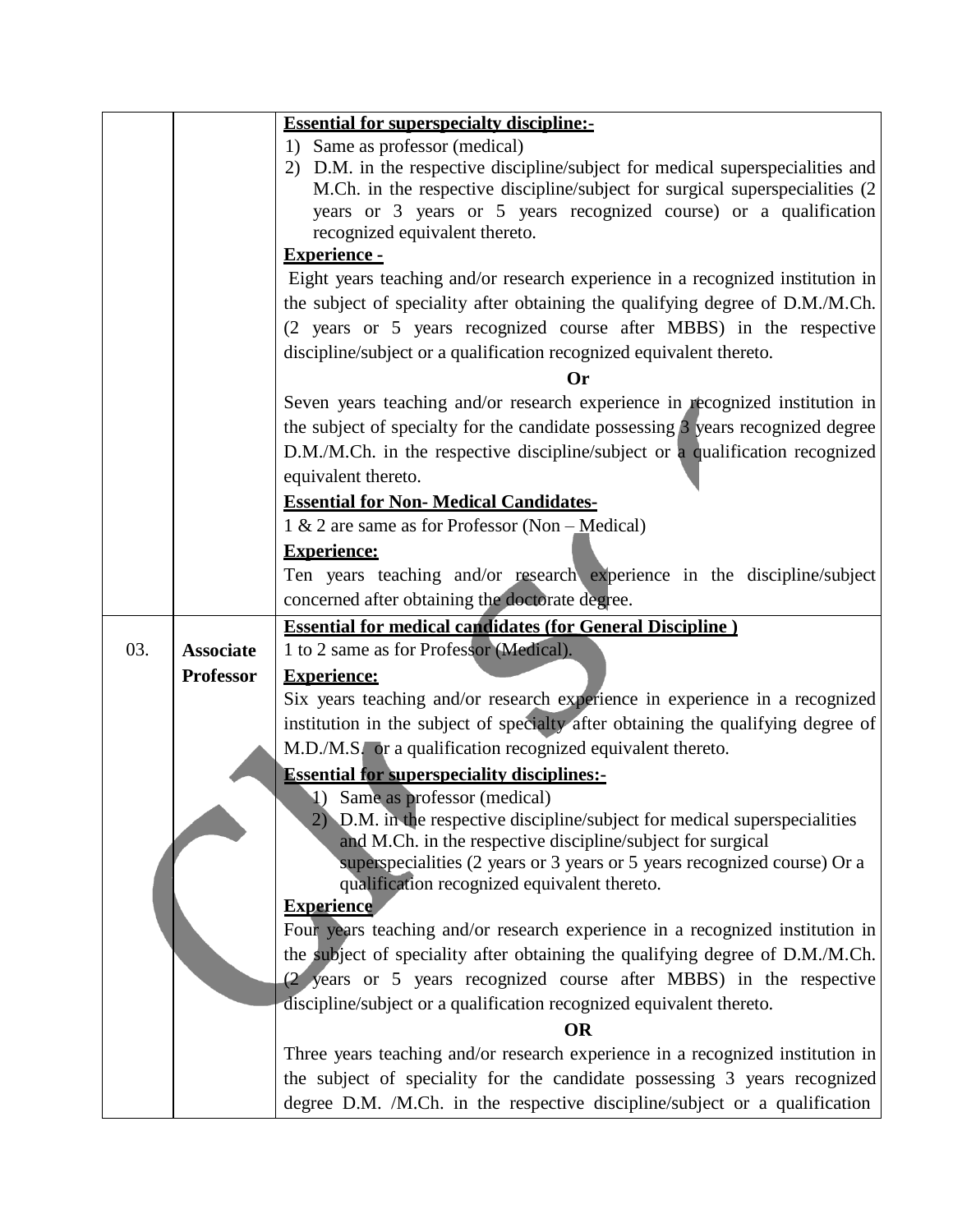| | | |
|---|---|---|
| | | **Essential for superspecialty discipline:-**<br>1) Same as professor (medical)<br>2) D.M. in the respective discipline/subject for medical superspecialities and M.Ch. in the respective discipline/subject for surgical superspecialities (2 years or 3 years or 5 years recognized course) or a qualification recognized equivalent thereto.<br>**Experience -**<br>Eight years teaching and/or research experience in a recognized institution in the subject of speciality after obtaining the qualifying degree of D.M./M.Ch. (2 years or 5 years recognized course after MBBS) in the respective discipline/subject or a qualification recognized equivalent thereto.<br>**Or**<br>Seven years teaching and/or research experience in recognized institution in the subject of specialty for the candidate possessing 3 years recognized degree D.M./M.Ch. in the respective discipline/subject or a qualification recognized equivalent thereto.<br>**Essential for Non- Medical Candidates-**<br>1 & 2 are same as for Professor (Non – Medical)<br>**Experience:**<br>Ten years teaching and/or research experience in the discipline/subject concerned after obtaining the doctorate degree. |
| 03. | **Associate Professor** | **Essential for medical candidates (for General Discipline )**<br>1 to 2 same as for Professor (Medical).<br>**Experience:**<br>Six years teaching and/or research experience in experience in a recognized institution in the subject of specialty after obtaining the qualifying degree of M.D./M.S. or a qualification recognized equivalent thereto.<br>**Essential for superspeciality disciplines:-**<br>1) Same as professor (medical)<br>2) D.M. in the respective discipline/subject for medical superspecialities and M.Ch. in the respective discipline/subject for surgical superspecialities (2 years or 3 years or 5 years recognized course) Or a qualification recognized equivalent thereto.<br>**Experience**<br>Four years teaching and/or research experience in a recognized institution in the subject of speciality after obtaining the qualifying degree of D.M./M.Ch. (2 years or 5 years recognized course after MBBS) in the respective discipline/subject or a qualification recognized equivalent thereto.<br>**OR**<br>Three years teaching and/or research experience in a recognized institution in the subject of speciality for the candidate possessing 3 years recognized degree D.M. /M.Ch. in the respective discipline/subject or a qualification |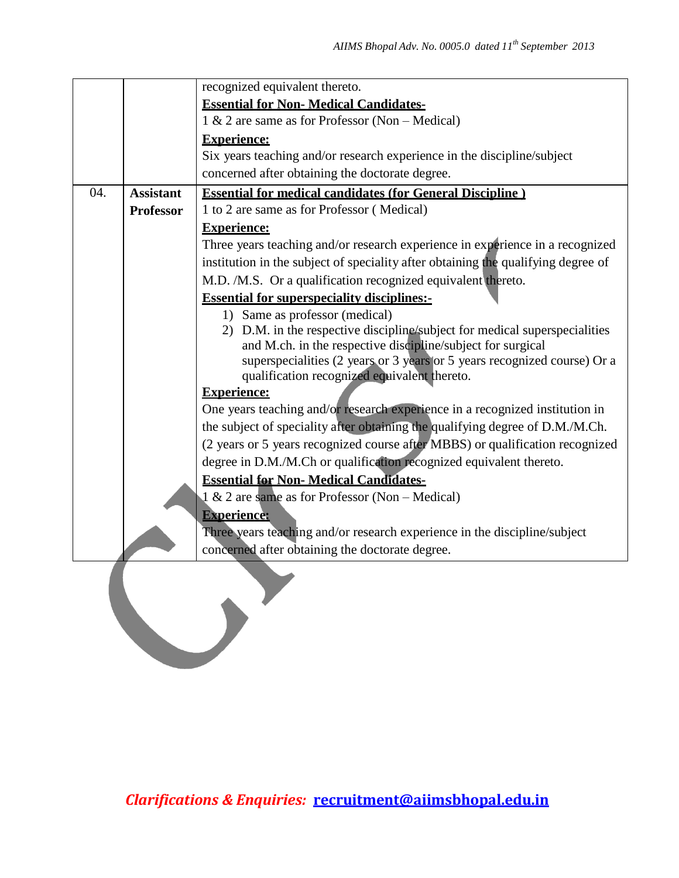| | | |
|---|---|---|
| | | recognized equivalent thereto.<br>**Essential for Non- Medical Candidates-**<br>1 & 2 are same as for Professor (Non – Medical)<br>**Experience:**<br>Six years teaching and/or research experience in the discipline/subject concerned after obtaining the doctorate degree. |
| 04. | **Assistant Professor** | **Essential for medical candidates (for General Discipline )**<br>1 to 2 are same as for Professor ( Medical)<br>**Experience:**<br>Three years teaching and/or research experience in experience in a recognized institution in the subject of speciality after obtaining the qualifying degree of M.D. /M.S. Or a qualification recognized equivalent thereto.<br>**Essential for superspeciality disciplines:-**<br>1) Same as professor (medical)<br>2) D.M. in the respective discipline/subject for medical superspecialities and M.ch. in the respective discipline/subject for surgical superspecialities (2 years or 3 years or 5 years recognized course) Or a qualification recognized equivalent thereto.<br>**Experience:**<br>One years teaching and/or research experience in a recognized institution in the subject of speciality after obtaining the qualifying degree of D.M./M.Ch. (2 years or 5 years recognized course after MBBS) or qualification recognized degree in D.M./M.Ch or qualification recognized equivalent thereto.<br>**Essential for Non- Medical Candidates-**<br>1 & 2 are same as for Professor (Non – Medical)<br>**Experience:**<br>Three years teaching and/or research experience in the discipline/subject concerned after obtaining the doctorate degree. |

***Clarifications & Enquiries:*** **recruitment@aiimsbhopal.edu.in**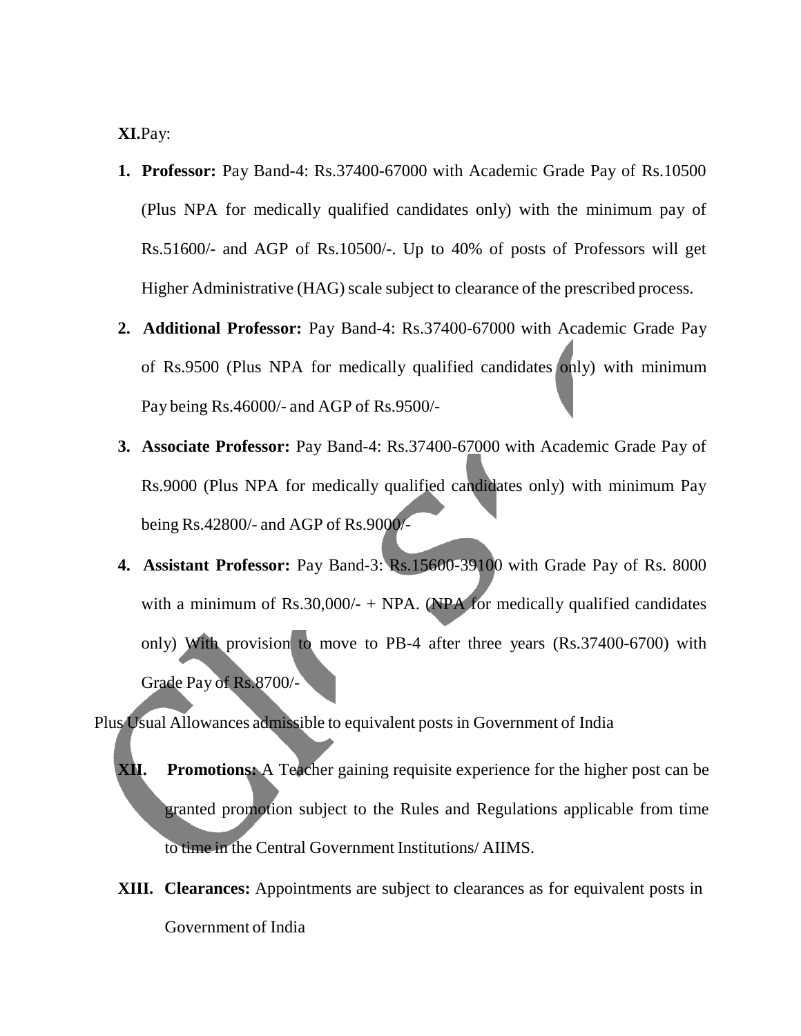**XI.**Pay:

1. **Professor:** Pay Band-4: Rs.37400-67000 with Academic Grade Pay of Rs.10500 (Plus NPA for medically qualified candidates only) with the minimum pay of Rs.51600/- and AGP of Rs.10500/-. Up to 40% of posts of Professors will get Higher Administrative (HAG) scale subject to clearance of the prescribed process.
2. **Additional Professor:** Pay Band-4: Rs.37400-67000 with Academic Grade Pay of Rs.9500 (Plus NPA for medically qualified candidates only) with minimum Pay being Rs.46000/- and AGP of Rs.9500/-
3. **Associate Professor:** Pay Band-4: Rs.37400-67000 with Academic Grade Pay of Rs.9000 (Plus NPA for medically qualified candidates only) with minimum Pay being Rs.42800/- and AGP of Rs.9000/-
4. **Assistant Professor:** Pay Band-3: Rs.15600-39100 with Grade Pay of Rs. 8000 with a minimum of Rs.30,000/- + NPA. (NPA for medically qualified candidates only) With provision to move to PB-4 after three years (Rs.37400-6700) with Grade Pay of Rs.8700/-

Plus Usual Allowances admissible to equivalent posts in Government of India

**XII. Promotions:** A Teacher gaining requisite experience for the higher post can be granted promotion subject to the Rules and Regulations applicable from time to time in the Central Government Institutions/ AIIMS.

**XIII. Clearances:** Appointments are subject to clearances as for equivalent posts in Government of India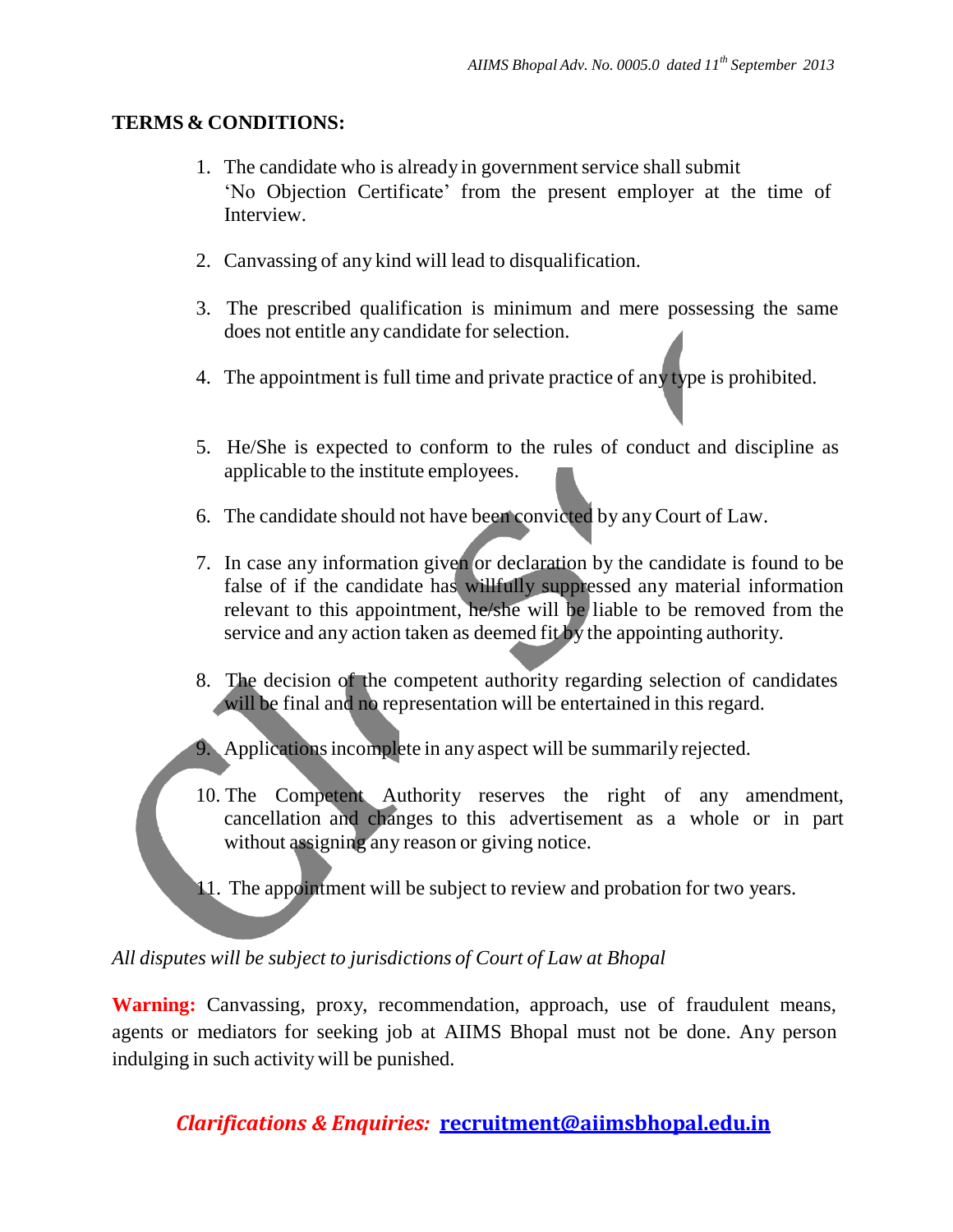**TERMS & CONDITIONS:**

1. The candidate who is already in government service shall submit 'No Objection Certificate' from the present employer at the time of Interview.
2. Canvassing of any kind will lead to disqualification.
3. The prescribed qualification is minimum and mere possessing the same does not entitle any candidate for selection.
4. The appointment is full time and private practice of any type is prohibited.
5. He/She is expected to conform to the rules of conduct and discipline as applicable to the institute employees.
6. The candidate should not have been convicted by any Court of Law.
7. In case any information given or declaration by the candidate is found to be false of if the candidate has willfully suppressed any material information relevant to this appointment, he/she will be liable to be removed from the service and any action taken as deemed fit by the appointing authority.
8. The decision of the competent authority regarding selection of candidates will be final and no representation will be entertained in this regard.
9. Applications incomplete in any aspect will be summarily rejected.
10. The Competent Authority reserves the right of any amendment, cancellation and changes to this advertisement as a whole or in part without assigning any reason or giving notice.
11. The appointment will be subject to review and probation for two years.

*All disputes will be subject to jurisdictions of Court of Law at Bhopal*

**Warning:** Canvassing, proxy, recommendation, approach, use of fraudulent means, agents or mediators for seeking job at AIIMS Bhopal must not be done. Any person indulging in such activity will be punished.

***Clarifications & Enquiries:*** **recruitment@aiimsbhopal.edu.in**